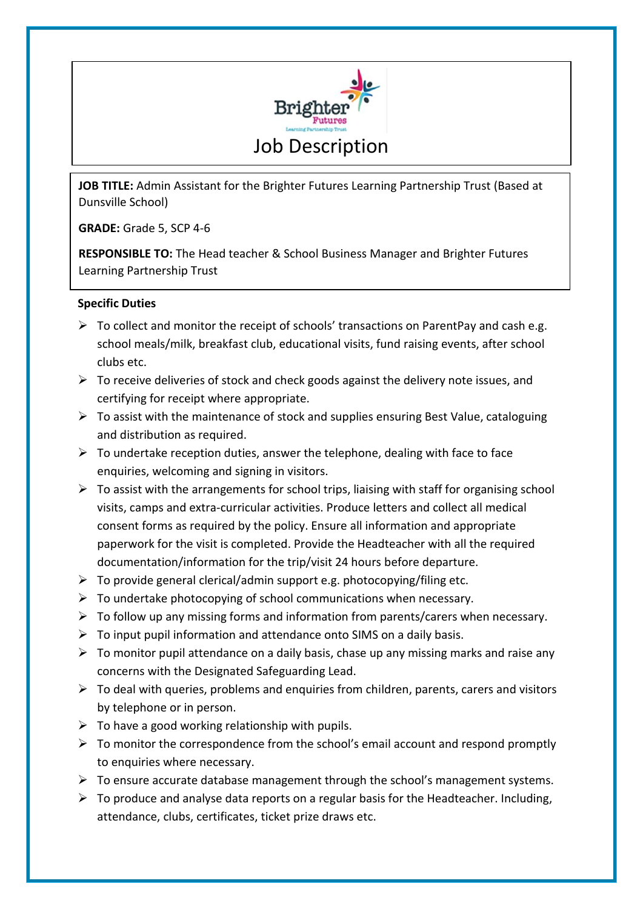# Job Description

**JOB TITLE:** Admin Assistant for the Brighter Futures Learning Partnership Trust (Based at Dunsville School)

**GRADE:** Grade 5, SCP 4-6

**RESPONSIBLE TO:** The Head teacher & School Business Manager and Brighter Futures Learning Partnership Trust

**Specific Duties**

- To collect and monitor the receipt of schools' transactions on ParentPay and cash e.g. school meals/milk, breakfast club, educational visits, fund raising events, after school clubs etc.
- To receive deliveries of stock and check goods against the delivery note issues, and certifying for receipt where appropriate.
- To assist with the maintenance of stock and supplies ensuring Best Value, cataloguing and distribution as required.
- To undertake reception duties, answer the telephone, dealing with face to face enquiries, welcoming and signing in visitors.
- To assist with the arrangements for school trips, liaising with staff for organising school visits, camps and extra-curricular activities. Produce letters and collect all medical consent forms as required by the policy. Ensure all information and appropriate paperwork for the visit is completed. Provide the Headteacher with all the required documentation/information for the trip/visit 24 hours before departure.
- To provide general clerical/admin support e.g. photocopying/filing etc.
- To undertake photocopying of school communications when necessary.
- To follow up any missing forms and information from parents/carers when necessary.
- To input pupil information and attendance onto SIMS on a daily basis.
- To monitor pupil attendance on a daily basis, chase up any missing marks and raise any concerns with the Designated Safeguarding Lead.
- To deal with queries, problems and enquiries from children, parents, carers and visitors by telephone or in person.
- To have a good working relationship with pupils.
- To monitor the correspondence from the school's email account and respond promptly to enquiries where necessary.
- To ensure accurate database management through the school's management systems.
- To produce and analyse data reports on a regular basis for the Headteacher. Including, attendance, clubs, certificates, ticket prize draws etc.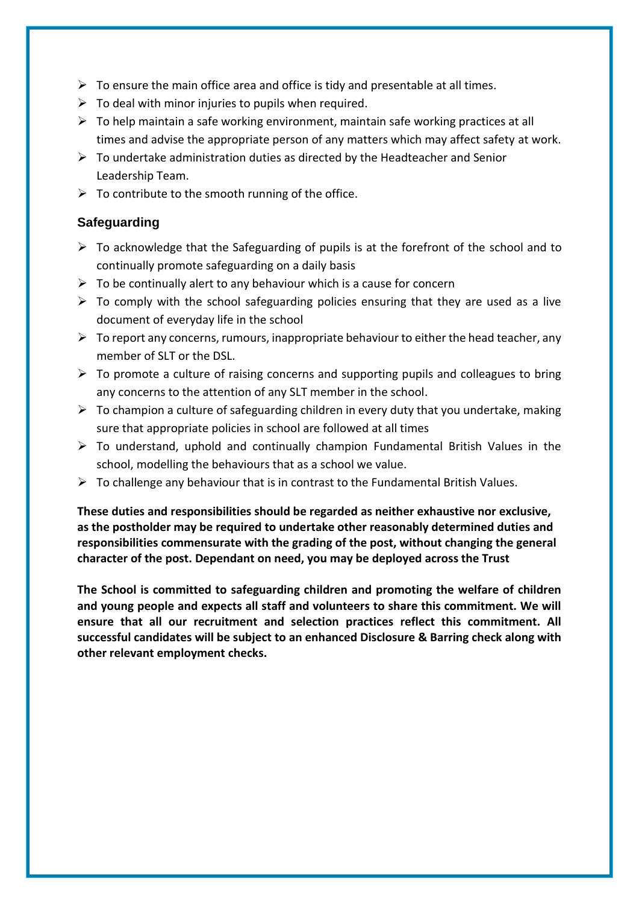- To ensure the main office area and office is tidy and presentable at all times.
- To deal with minor injuries to pupils when required.
- To help maintain a safe working environment, maintain safe working practices at all times and advise the appropriate person of any matters which may affect safety at work.
- To undertake administration duties as directed by the Headteacher and Senior Leadership Team.
- To contribute to the smooth running of the office.

## Safeguarding

- To acknowledge that the Safeguarding of pupils is at the forefront of the school and to continually promote safeguarding on a daily basis
- To be continually alert to any behaviour which is a cause for concern
- To comply with the school safeguarding policies ensuring that they are used as a live document of everyday life in the school
- To report any concerns, rumours, inappropriate behaviour to either the head teacher, any member of SLT or the DSL.
- To promote a culture of raising concerns and supporting pupils and colleagues to bring any concerns to the attention of any SLT member in the school.
- To champion a culture of safeguarding children in every duty that you undertake, making sure that appropriate policies in school are followed at all times
- To understand, uphold and continually champion Fundamental British Values in the school, modelling the behaviours that as a school we value.
- To challenge any behaviour that is in contrast to the Fundamental British Values.

**These duties and responsibilities should be regarded as neither exhaustive nor exclusive, as the postholder may be required to undertake other reasonably determined duties and responsibilities commensurate with the grading of the post, without changing the general character of the post. Dependant on need, you may be deployed across the Trust**

**The School is committed to safeguarding children and promoting the welfare of children and young people and expects all staff and volunteers to share this commitment. We will ensure that all our recruitment and selection practices reflect this commitment. All successful candidates will be subject to an enhanced Disclosure & Barring check along with other relevant employment checks.**